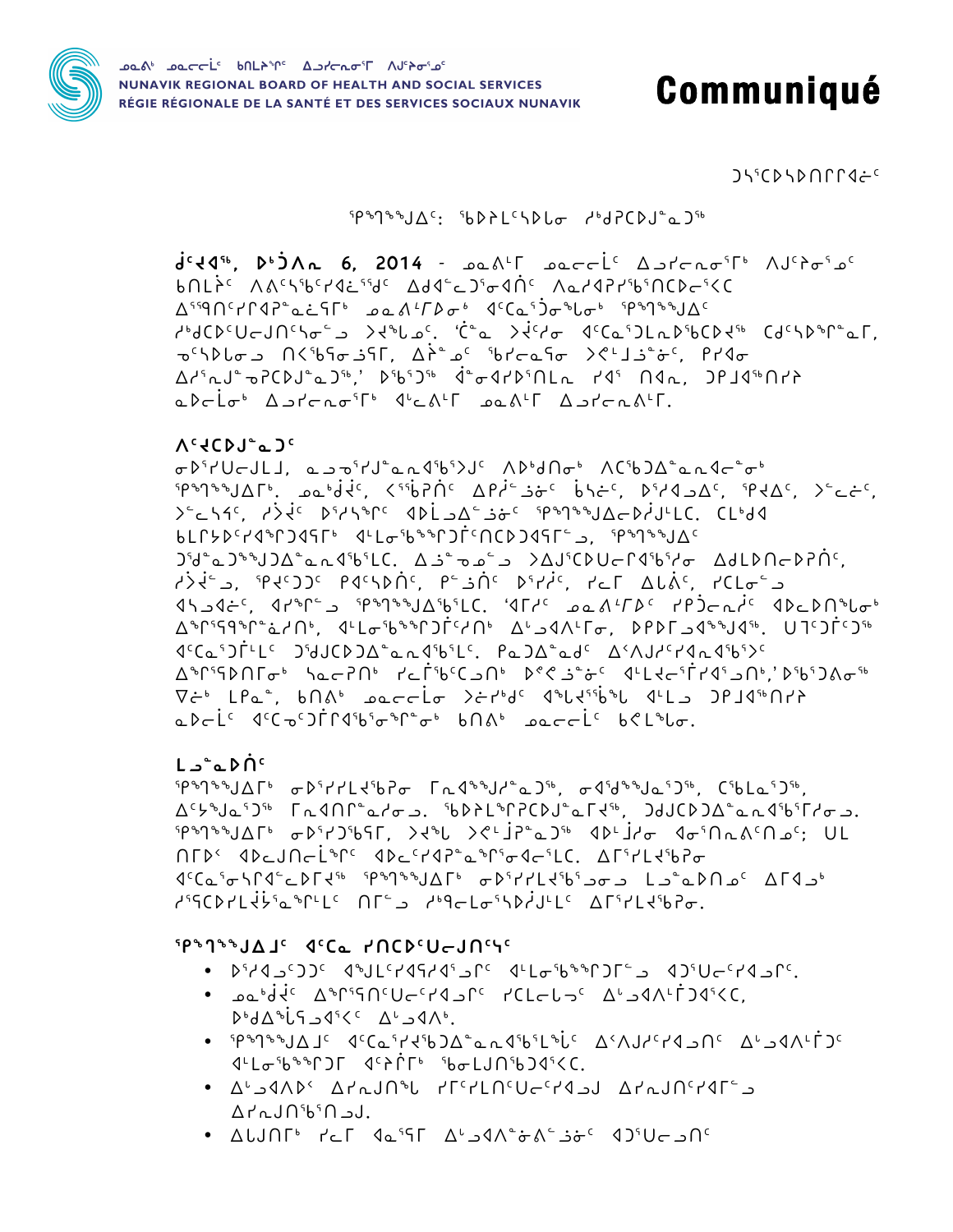ᓄᓇᕕᒃ ᓄᓇᓕᓕᒫᑦ ᑲᑎᒪᔨᖏᑦ ᐃᓗᓯᓕᕆᓂᒥ ᐱᐅᓯᖅᓯᓂᓪᓗ
NUNAVIK REGIONAL BOARD OF HEALTH AND SOCIAL SERVICES
RÉGIE RÉGIONALE DE LA SANTÉ ET DES SERVICES SOCIAUX NUNAVIK

# Communiqué

ᑐᓴᕐᑕᐅᓴᐅᑎᒋᒋᐊᓖᑦ

ᕿᖕᖁᖅᑯᐃᑦ: ᖃᐅᔨᒪᑦᓴᐅᓚᓂ ᓱᒃᑯᓯᑕᐅᒍᓐᓇᑐᖅ

**ᑰᑦᔪᐊᖅ, ᐅᒃᑑᐱᕆ 6, 2014** - ᓄᓇᕕᒻᒥ ᓄᓇᓕᓕᒫᑦ ᐃᓗᓯᓕᕆᓂᕐᒥᒃ ᐱᐅᓯᖅᓯᓂᓪ ᑲᑎᒪᔩᑦ ᐱᕕᑦᓴᖃᑦᓯᐊᓖᕐᑯᑦ ᐃᑯᐊᓪᓚᑐᕐᓂᐊᕐᓂᑦ ᐱᓇᓯᐊᕆᓯᖃᕐᑎᑕᐅᓂᕐᐸᑕ ᐃᕐᖃᑎᑦᓯᒥᐊᕐᓇᓚᖏᕐᒃ ᓄᓇᕕᒻᒥᐅᓂᒃ ᐊᑦᑕᓇᕐᑐᓂᖅᑲᓂᒃ ᕿᖕᖁᖅᑯᐃᑦ ᓱᒃᑯᑕᐅᑦᑌᓕᕐᑐᑦᓴᓐᓂᓗ ᐳᔪᖅᑲᓄᑦ. 'ᑖᓐᓇ ᐳᔫᑦᓯᓂ ᐊᑦᑕᓇᕐᑐᒪᓇᐅᖅᑲᕐᑕᐅᔪᖅ ᑕᑯᑦᓴᐅᖅᒥᓐᓇᒥ, ᓄᑦᓴᐅᒪᓂᓗ ᑎᑉᐸᖅᑲᓐᓂᕐᒥ, ᐃᕐᓐᓈᓄᑦ ᖃᔪᓇᖅᑲᓂ ᐳᕝᕙᒻᒧᑦᑕᓐᓄᑦ, ᑭᓯᐊᓂ ᐃᓱᕐᓇᒍᓐᓃᕈᑎᑕᐅᒍᓐᓇᑐᖅ,' ᐅᖃᖅᑐᖅ ᐋᓂᐊᓯᐅᕐᑎᒪᓇ ᓯᐊᕐ ᑎᐊᓇ, ᑐᑭᒧᐊᖅᑎᓯᔨ ᓇᐅᓕᒫᓂᒃ ᐃᓗᓯᓕᕆᓂᕐᒥᒃ ᐊᓯᐅᓚᒥ ᓄᓇᕕᒻᒥ ᐃᓗᓯᓕᕆᓂᕐᒥ.

## ᐱᑦᔪᑕᐅᒍᓐᓇᑐᑦ

ᓂᐅᕐᓯᐅᑎᓗᒍᓚᒧ, ᓇᓗᓃᓯᒍᓐᓇᓇᖅᐳᒍᑦ ᐱᐅᒃᑯᑎᓂᒃ ᐱᑕᖃᕐᑐᐃᓐᓇᓇᐊᓕᓐᓂᒃ ᕿᖕᖁᖅᑯᐃᒥᒃ. ᓄᓇᒃᑰᑦ, ᐸᕐᖃᐱᑎᑦ ᐃᑭᔫᓐᓄᓐᓂᑦ ᑳᓯᓖᑦ, ᐅᓯᔪᐊᓗᐃᑦ, ᕿᔪᐃᑦ, ᐳᓪᓕᓖᑦ, ᐳᓪᓚᓴᑦ, ᓯᐳᔫᑦ ᐅᓯᔪᖅᑦ ᐊᐅᓚᓗᐃᓐᓄᓐᓂᑦ ᕿᖕᖁᖅᑯᐃᓕᐅᓯᒍᒪᓚᑦ. ᑕᒪᒃᑯᐊ ᑲᒪᒋᔭᐅᑦᓯᐊᕐᒋᑐᐊᕿᒥ ᐊᒻᒪᓂᖅᑲᕐᒋᑐᕌᑦᑎᑕᐅᑐᐊᕿᒥᓪᓗ, ᕿᖕᖁᖅᑯᐃᑦ ᑐᖁᓐᓇᖅᑯᖅᑐᐃᓐᓇᓇᐊᖅᓯᒪᑦ. ᐃᓗᓐᓄᓐᓄᓪᓗ ᐳᓚᐅᑦᑕᐅᑐᑭᐊᖅᓯᒍᓂ ᐃᑯᒪᐅᑎᓕᕈᑎᑦ, ᓯᐳᔫᓗ, ᕿᔪᑦᑐᑦ ᑭᐊᑦᓴᐅᑎᑦ, ᑭᓐᓄᑎᑦ ᐅᓯᔪᑦ, ᓯᓚᒥ ᐃᒪᕕᐅᑦ, ᓯᑕᒪᓂᓗ ᐊᔅᓴᐅᐊᓖᑦ, ᐊᓯᖅᑎᓐᓗ ᕿᖕᖁᖅᑯᐃᖅᑲᐅᓯᒪᑦ. 'ᐊᒥᓯᑦ ᓄᓇᕕᒻᒥᐅᑦ ᓯᑯᓪᓗᓂᐅᓕᓐᓂᒃ ᐊᐅᓚᐅᑎᖃᕐᓂᒃ ᐃᖅᑭᖅᑲᖅᓅᕿᓯᑎᑦ, ᐊᒪᓂᖅᑲᖅᑐᑎᓕᑎᑦ ᐃᓚᓐᓇᐊᐱᒻᒥ ᐅᐅᒥᓗᐊᖅᑯᐊᖅ. ᐅᒣᑦᑐᑎᑦᑐᖅ ᐊᑦᑕᓇᕐᑐᓕᓪᓚᑦ ᑐᖁᒍᑎᑕᐅᓯᒪᓂᕐᓗᐊᖅᑲᕐᓂᖅᐸᑦ. ᐸᓐᓂᖅᑐᐃᓐᓇᐅᓪᓗ ᐃᑉᐱᒍᓱᑦᓯᐊᓇᐊᖅᑯᑦ ᐃᖅᑭᖅᑐᐊᒥᓂᕐᒥᒃ ᓴᓇᑭᑎᓐᓂᒃ ᓯᓚᒥ ᕿᕐᖁᑕᐅᑦᑐᑎᓐᓂᒃ ᐅᕙᑦᑦᑎᓐᓂᒃ ᐊᓪᓚᔪᕐᒥᐊᖅᑯᑕᐅᓐᓂᒃ,' ᐅᖃᖅᑐᕕᓐᓂᒃ ᐁᓖᒃ ᒪᑭᓈ, ᑲᑎᕕᒃ ᓄᓇᓕᓕᒫᓂ ᐳᓕᓯᒃᑯᑦ ᐊᖓᔪᖅᑳᖓ ᐊᒻᒪᓗ ᑐᑭᒧᐊᖅᑎᓯᔨ ᓇᐅᓕᒫᑦ ᐊᑦᑕᓂᑦᑐᒥᓂᐊᖅᑕᐅᓂᖅᓴᓐᓂᒃ ᑲᑎᕕᒃ ᓄᓇᓕᓕᒫᑦ ᑲᕙᒪᖓᓂ.

## ᒪᓗᓐᓇᐅᑎᑦ

ᕿᖕᖁᖅᑯᐃᒥᒃ ᓂᐅᕐᓯᓯᒪᓕᕐᑲᓯᓂ ᒥᓇᐊᖅᑯᓯᓐᓇᑐᖅ, ᓂᐊᖁᖅᑯᓇᕐᑐᖅ, ᑕᖅᑲᒪᓇᕐᑐᖅ, ᐃᑦᔭᖅᑯᓇᕐᑐᖅ ᒥᓇᐊᑎᒥᓐᓇᓯᓐᓂᓗ. ᖃᐅᔨᒪᖅᑭᓯᑐᓐᓇᖅᑐᖅ, ᑐᑯᑐᑕᐅᑐᖅᑲᓐᓇᐊᖅᑲᕆᔭᖓᓂᓗ. ᕿᖕᖁᖅᑯᐃᒥᒃ ᓂᐅᕐᓯᑐᖅᑲᖅᑕᒥ, ᐳᔪᖅ ᐳᕝᕙᒧᐹᓕᓐᓂᖅᑐᖅ ᐊᐅᒧᓯᓐᓂ ᐊᓇᖅᑎᓇᕕᑎᓄᑦ; ᑌᒪ ᑎᒥᐅᑉ ᐊᐅᓚᑐᑎᓗᒫᕐᓂᑦ ᐊᐅᓚᑦᓯᐊᑦᓯᐊᕐᓇᕐᓂᐊᓕᕐᓂᑦ. ᐃᒥᕐᓯᓕᕐᕈᑎ ᐊᑦᑕᓇᕐᓂᓯᕆᐊᓖᓚᕐᑐᕐᒥᓂᖅ ᕿᖕᖁᖅᑯᐃᒃ ᓂᐅᕐᓯᓯᒪᓕᕐᑐᓄᓐᓂ ᒪᓗᓐᓇᐅᑎᓄᑦ ᐃᒥᐊᓗᒃ ᓯᖁᑕᐅᓯᒪᓕᕈᐊᖅᓇᐅᓯᒪᓪᓚᑦ ᑎᒥᓐᓂ ᓱᒃᑯᓕᓂᖅᓴᐅᓂᖅᓴᐅᓪᓗᑦ ᐃᒥᕐᓯᓕᕐᕈᑎ.

## ᕿᖕᖁᖅᑯᐃᒧᑦ ᐊᑦᑕᓇ ᓯᑎᑕᐅᑦᑐᒍᑎᑦᓯᑦ

- ᐅᓯᔪᐊᓗᑦᑐᑦ ᐊᖅᑯᒪᓪᓯᐊᕐᓯᐊᕐᓯᐊᓗᑦ ᐊᒪᓂᖅᑲᖅᑐᒥᓪᓗ ᐊᑐᕐᑐᑦᓯᐊᓗᑦ.
- ᓄᓇᒃᑰᑦ ᐃᖅᑭᖅᑎᑦᑐᑦᓯᐊᓗᑦ ᓯᑕᓕᓚᒍᑦ ᐃᓗᐊᐱᒻᒥᑐᐊᕐᐸᑦ, ᐅᒃᑯᐃᖖᓚᖅᑐᐊᕐᐸᑦ ᐃᓗᐊᐱᒃ.
- ᕿᖕᖁᖅᑯᐃᑦ ᐊᑦᑕᓇᕐᓯᐊᕐᑐᐊᖅᑲᐅᕐᓂᕐᓗᒍᓐᓇᖏᑦ ᐃᐸᐃᓪᓚᓯᐊᓗᑦ ᐃᓗᐊᐱᒻᒥᑐᑦ ᐊᒪᓂᖅᑲᖅᑐᑦ ᐊᑦᑎᖅᑎᒥᒃ ᖃᓂᒪᓗᑎᖃᕐᑐᐊᕐᐸᑦ.
- ᐃᓗᐊᐱᐅᑉ ᐃᓯᓗᑎᖃᕐᓂᖅ ᓯᒥᑦᓯᒪᑎᑦᑐᑦᓯᐊᓗᑦ ᐃᓯᓗᑎᑦᓯᐊᒥᑦᑐᑦ ᐃᓯᓗᑎᖅᑲᑎᑦᑐᒃ.
- ᐃᓚᒍᑎᒥᒃ ᓯᑐᒥ ᐊᓇᖅᑲᖅ ᐃᓗᐊᐱᓐᓈᕕᓐᓂᒋᐊᖅ ᐊᑐᕐᑐᑦᑐᑦ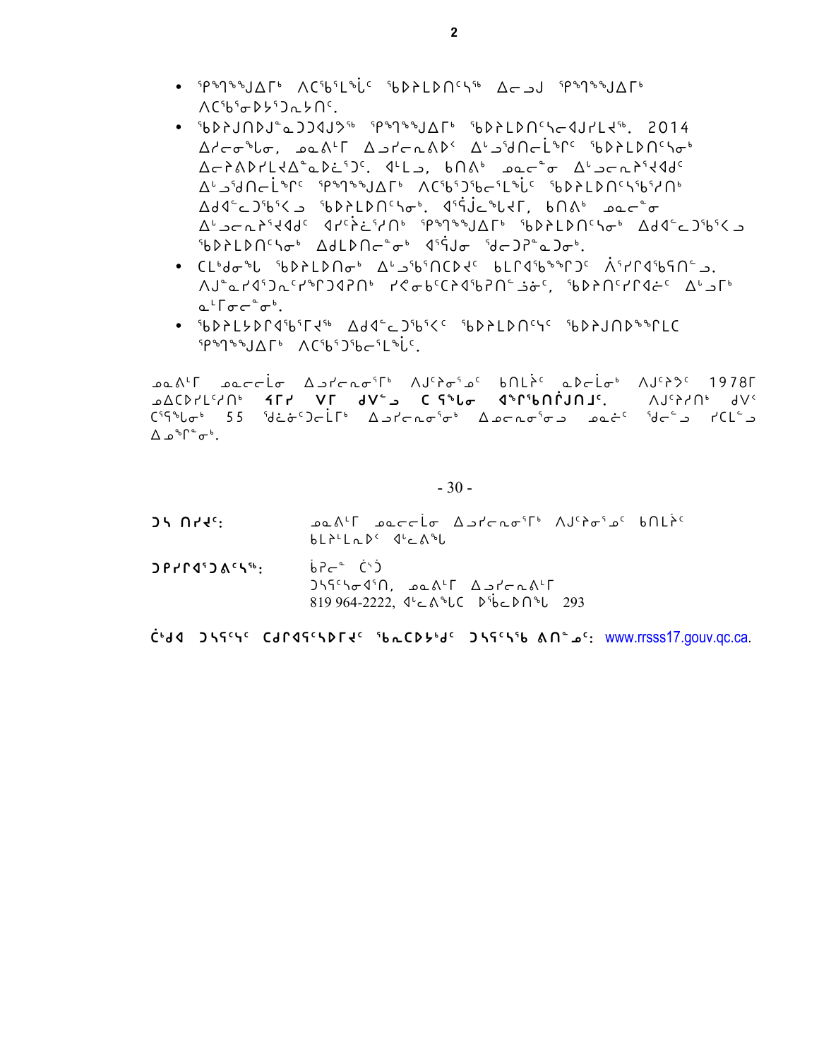- ᕿᒃᑯᖕᒍᐃᒥᒃ ᐱᑦᑖᕐᒪᕐᓛᑦ ᖃᐅᔨᒪᐅᑎᑦᓴᖅ ᐃᓂᓗᒍ ᕿᒃᑯᖕᒍᐃᒥᒃ ᐱᑦᑖᕐᓂᐅᔾᔪᓇᔭᑎᑦ.
- ᖃᐅᔨᒍᑎᐅᒍᓐᓇᑐᑐᐊᒍᕗᖅ ᕿᒃᑯᖕᒍᐃᒥᒃ ᖃᐅᔨᒪᐅᑎᑦᓴᓂᐊᒍᓯᒪᔪᖅ. 2014 ᐃᓯᓂᖓᓂ, ᓄᓇᕕᒻᒥ ᐃᓗᓯᓂᕆᐅᐸ ᐃᒡᓗᖁᑎᓂᓚᕐᒥᑦ ᖃᐅᔨᒪᐅᑎᑦᓴᓂᒃ ᐃᓂᕐᕿᐅᓯᒪᔪᐃᓐᓇᐅᓵᕐᑐᑦ. ᐊᒻᒪᓗ, ᑲᑎᕙᒃ ᓄᓇᓂᓐᓂ ᐃᒡᓗᓂᕆᔭᕐᔪᐊᑦ ᐃᒡᓗᖁᑎᓂᓚᕐᒥᑦ ᕿᒃᑯᖕᒍᐃᒥᒃ ᐱᑦᑖᕐᑐᖃᕐᒪᕐᓛᑦ ᖃᐅᔨᒪᐅᑎᑦᓴᖅᓯᑎᒃ ᐃᑯᐊᓪᓚᑐᖃᕐᐸᓗ ᖃᐅᔨᒪᐅᑎᑦᓴᓂᒃ. ᐊᕐᖁᑦᓚᖓᔪᒥ, ᑲᑎᕙᒃ ᓄᓇᓂᓐᓂ ᐃᒡᓗᓂᕆᔭᕐᔪᐊᑦ ᐊᓯᑦᕿᓵᕐᓯᑎᒃ ᕿᒃᑯᖕᒍᐃᒥᒃ ᖃᐅᔨᒪᐅᑎᑦᓴᓂᒃ ᐃᑯᐊᓪᓚᑐᖃᕐᐸᓗ ᖃᐅᔨᒪᐅᑎᑦᓴᓂᒃ ᐃᑯᒪᐅᑎᓐᓂᒃ ᐊᖏᒍᓂ ᖁᓂᑐᕈᓐᓇᑐᓂᒃ.
- ᑕᒪᒃᑯᓂᖓ ᖃᐅᔨᒪᐅᑎᓂᒃ ᐃᒡᓗᖃᑎᑕᐅᔪᑦ ᑲᒪᒋᐊᖃᕐᕕᒍᑦ ᐋᕐᓯᒋᐊᖃᑎᓪᓗ. ᐱᒍᓐᓇᓯᐊᕐᑐᓇᑦᓯᕆᔪᐊᕈᑎᒃ ᓯᕗᓂᒃᑦᑕᕐᐊᖃᕈᑎᓪᓗᓃᑦ, ᖃᐅᔨᑎᑦᓯᒋᐊᓖᑦ ᐃᓗᒥᒃ ᓇᒦᓂᓐᓂᒃ.
- ᖃᐅᔨᒪᔭᐅᒥᐊᖃᕐᒥᔪᖅ ᐃᑯᐊᓪᓚᑐᖃᕐᐸᑦ ᖃᐅᔨᒪᐅᑎᑦᓴᑦ ᖃᐅᔨᒍᑎᐅᖕᒥᒪᑕ ᕿᒃᑯᖕᒍᐃᒥᒃ ᐱᑦᑖᕐᑐᖃᕐᒪᕐᓛᑦ.

ᓄᓇᕕᒻᒥ ᓄᓇᓕᓕᒫᓂ ᐃᓗᓯᓂᕆᓂᕐᒥᒃ ᐱᒍᑦᓯᓂᕐᓄᑦ ᑲᑎᒪᔩᑦ ᓇᐅᓕᒫᓂᒃ ᐱᒍᑦᓯᔾᔪᑦ 1978ᒥ ᓄᐃᑕᐅᓯᒪᑦᓯᑎᒃ **ᔪᒥᓯ ᐯᒥ ᑯᐯᓪᓗ ᑕ ᕿᖓᓂ ᐊᖏᖃᑎᒌᒍᑎᒎᑦ.** ᐱᒍᑦᓯᓯᑎᒃ ᑯᐯᒃ ᑕᕿᖓᓂᒃ 55 ᖁᓚᓃᑦᑐᓕᒦᒃ ᐃᓗᓯᓂᕐᓂᒃ ᐃᓅᓂᕐᓂᓗ ᓄᓇᓃᑦ ᖁᓪᓗ ᓯᑕᒪᓗ ᐃᓄᖏᓐᓂᒃ.

- 30 -

ᑐᓴ ᑎᓯᐊᑦ: ᓄᓇᕕᒻᒥ ᓄᓇᓕᓕᒫᓂ ᐃᓗᓯᓂᕆᓂᕐᒥᒃ ᐱᒍᑦᓯᓂᕐᓄᑦ ᑲᑎᒪᔩᑦ ᑲᒪᔨᒻᒪᕆᐅᑉ ᐊᒡᓚᕕᖓ

ᑐᑭᓯᒋᐊᕐᑐᕕᑦᓴᖅ: ᑳᕿᓪ ᑖᔫ ᑐᓴᕋᑦᓴᓂᐊᕐᑎ, ᓄᓇᕕᒻᒥ ᐃᓗᓯᓂᕕᒻᒥ 819 964-2222, ᐊᓪᓚᕕᖓᑕ ᐅᖃᓪᓚᐅᑎᖓ 293

ᑖᒃᑯᐊ ᑐᓴᕋᑦᓴᑦ ᑕᑯᒥᐊᕋᑦᓴᐅᒥᔪᑦ ᖃᓇᑕᐅᔭᒃᑯᑦ ᑐᓴᕋᑦᓴᖅ ᕕᑎᓐᓄᑦ: www.rrsss17.gouv.qc.ca.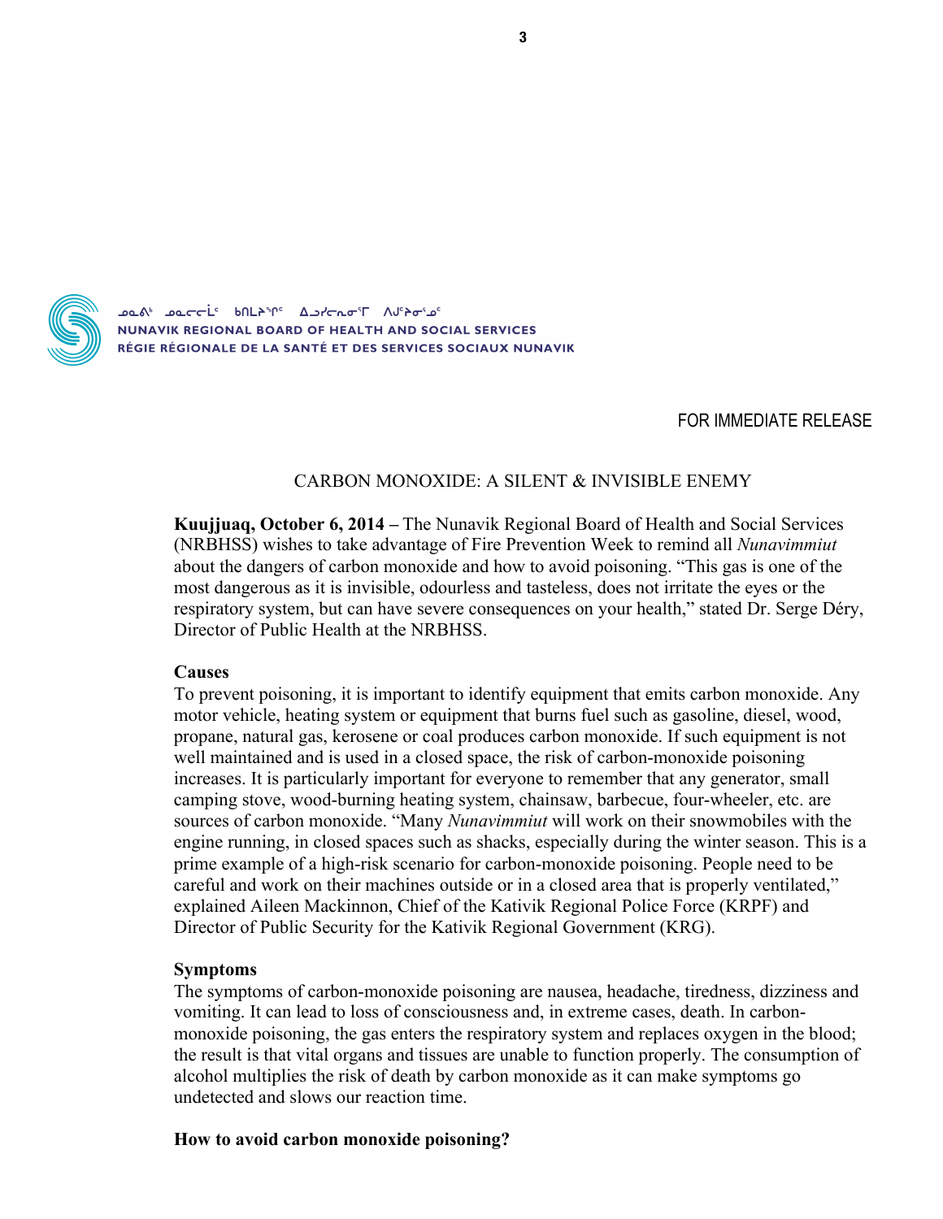ᓄᓇᕕᒃ ᓄᓇᓕᓕᒫᓐ ᑲᑎᒪᔨᖏᑦ ᐃᓗᓯᓕᕆᓂᖓᒥ ᐱᒍᑦᔨᓂᖅᓄᑦ

NUNAVIK REGIONAL BOARD OF HEALTH AND SOCIAL SERVICES

RÉGIE RÉGIONALE DE LA SANTÉ ET DES SERVICES SOCIAUX NUNAVIK

FOR IMMEDIATE RELEASE

# CARBON MONOXIDE: A SILENT & INVISIBLE ENEMY

**Kuujjuaq, October 6, 2014 –** The Nunavik Regional Board of Health and Social Services (NRBHSS) wishes to take advantage of Fire Prevention Week to remind all *Nunavimmiut* about the dangers of carbon monoxide and how to avoid poisoning. "This gas is one of the most dangerous as it is invisible, odourless and tasteless, does not irritate the eyes or the respiratory system, but can have severe consequences on your health," stated Dr. Serge Déry, Director of Public Health at the NRBHSS.

**Causes**

To prevent poisoning, it is important to identify equipment that emits carbon monoxide. Any motor vehicle, heating system or equipment that burns fuel such as gasoline, diesel, wood, propane, natural gas, kerosene or coal produces carbon monoxide. If such equipment is not well maintained and is used in a closed space, the risk of carbon-monoxide poisoning increases. It is particularly important for everyone to remember that any generator, small camping stove, wood-burning heating system, chainsaw, barbecue, four-wheeler, etc. are sources of carbon monoxide. "Many *Nunavimmiut* will work on their snowmobiles with the engine running, in closed spaces such as shacks, especially during the winter season. This is a prime example of a high-risk scenario for carbon-monoxide poisoning. People need to be careful and work on their machines outside or in a closed area that is properly ventilated," explained Aileen Mackinnon, Chief of the Kativik Regional Police Force (KRPF) and Director of Public Security for the Kativik Regional Government (KRG).

**Symptoms**

The symptoms of carbon-monoxide poisoning are nausea, headache, tiredness, dizziness and vomiting. It can lead to loss of consciousness and, in extreme cases, death. In carbon-monoxide poisoning, the gas enters the respiratory system and replaces oxygen in the blood; the result is that vital organs and tissues are unable to function properly. The consumption of alcohol multiplies the risk of death by carbon monoxide as it can make symptoms go undetected and slows our reaction time.

**How to avoid carbon monoxide poisoning?**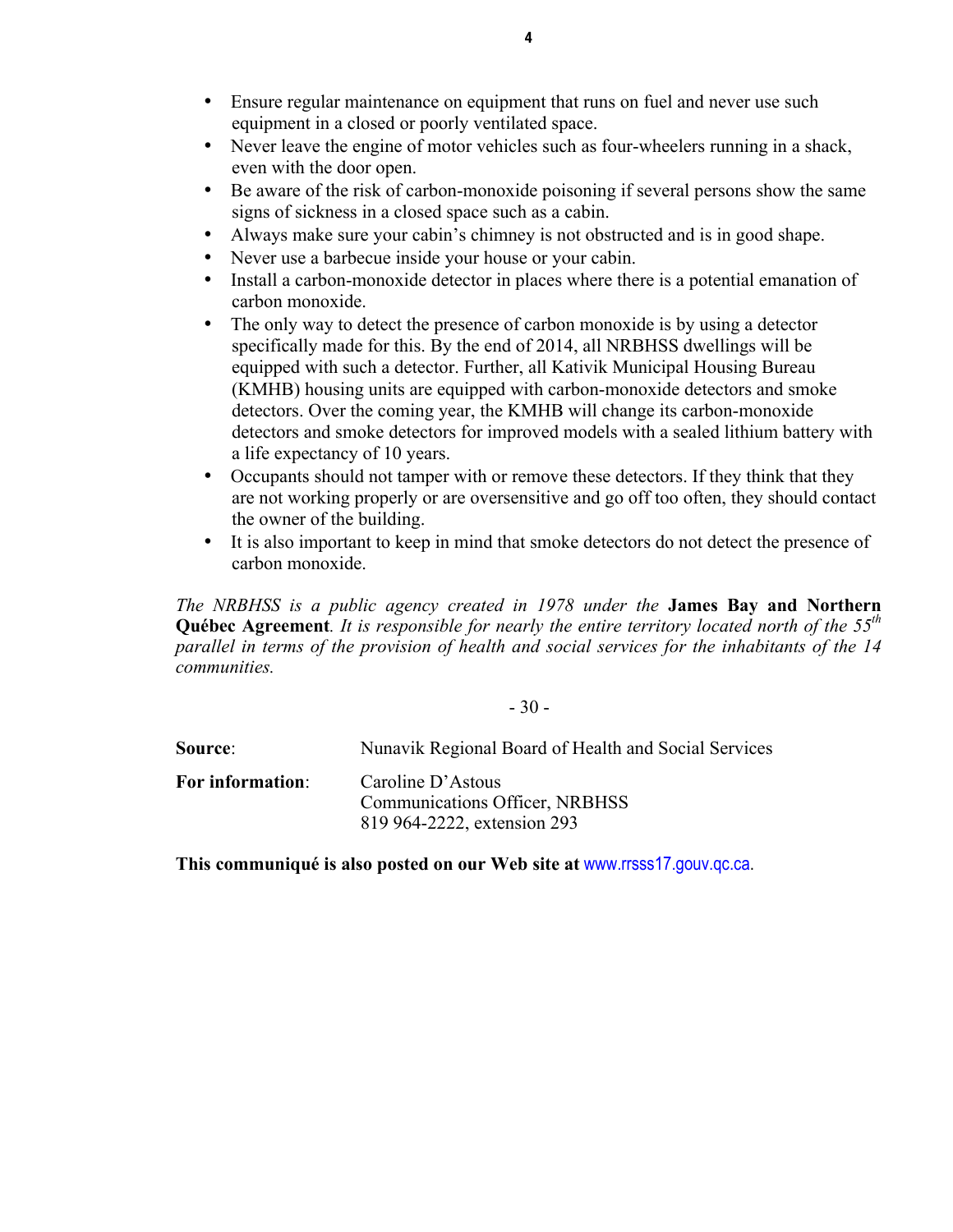- Ensure regular maintenance on equipment that runs on fuel and never use such equipment in a closed or poorly ventilated space.
- Never leave the engine of motor vehicles such as four-wheelers running in a shack, even with the door open.
- Be aware of the risk of carbon-monoxide poisoning if several persons show the same signs of sickness in a closed space such as a cabin.
- Always make sure your cabin's chimney is not obstructed and is in good shape.
- Never use a barbecue inside your house or your cabin.
- Install a carbon-monoxide detector in places where there is a potential emanation of carbon monoxide.
- The only way to detect the presence of carbon monoxide is by using a detector specifically made for this. By the end of 2014, all NRBHSS dwellings will be equipped with such a detector. Further, all Kativik Municipal Housing Bureau (KMHB) housing units are equipped with carbon-monoxide detectors and smoke detectors. Over the coming year, the KMHB will change its carbon-monoxide detectors and smoke detectors for improved models with a sealed lithium battery with a life expectancy of 10 years.
- Occupants should not tamper with or remove these detectors. If they think that they are not working properly or are oversensitive and go off too often, they should contact the owner of the building.
- It is also important to keep in mind that smoke detectors do not detect the presence of carbon monoxide.

*The NRBHSS is a public agency created in 1978 under the* **James Bay and Northern Québec Agreement**. *It is responsible for nearly the entire territory located north of the 55th parallel in terms of the provision of health and social services for the inhabitants of the 14 communities.*

\- 30 -

**Source**: Nunavik Regional Board of Health and Social Services

**For information**: Caroline D'Astous
Communications Officer, NRBHSS
819 964-2222, extension 293

**This communiqué is also posted on our Web site at** www.rrsss17.gouv.qc.ca.